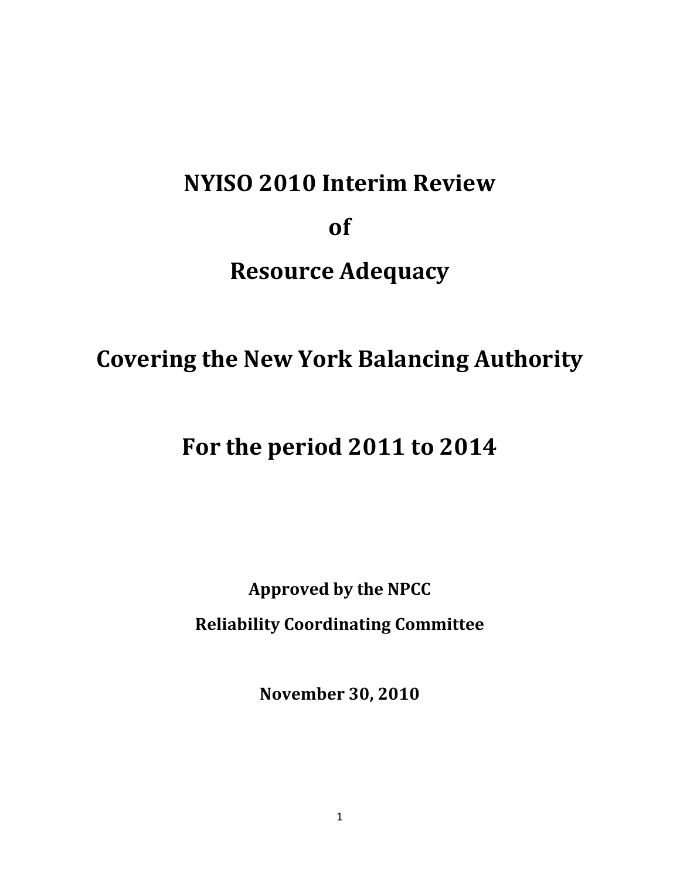# NYISO 2010 Interim Review

# of

# Resource Adequacy

## Covering the New York Balancing Authority

## For the period 2011 to 2014

**Approved by the NPCC**

**Reliability Coordinating Committee**

**November 30, 2010**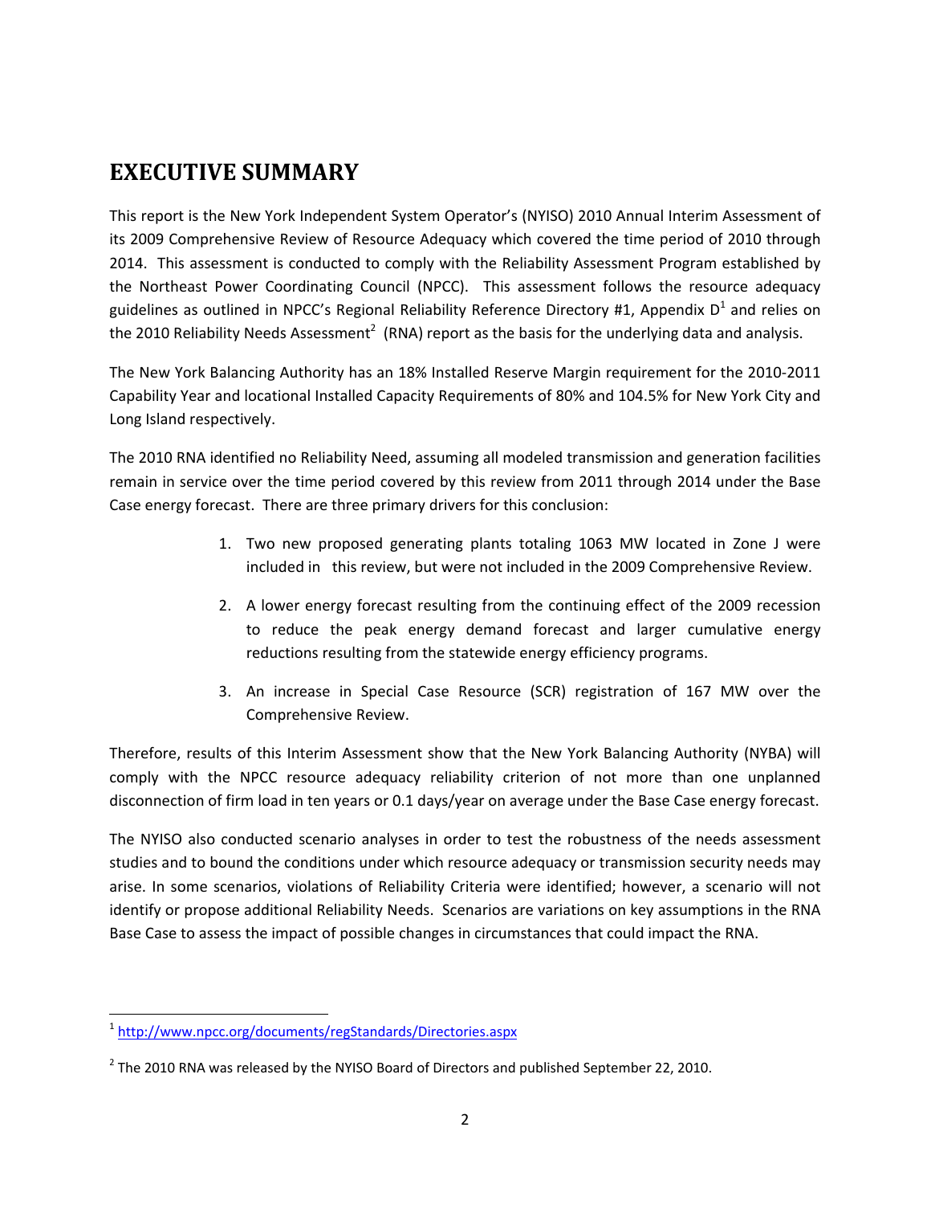# EXECUTIVE SUMMARY

This report is the New York Independent System Operator's (NYISO) 2010 Annual Interim Assessment of its 2009 Comprehensive Review of Resource Adequacy which covered the time period of 2010 through 2014. This assessment is conducted to comply with the Reliability Assessment Program established by the Northeast Power Coordinating Council (NPCC). This assessment follows the resource adequacy guidelines as outlined in NPCC's Regional Reliability Reference Directory #1, Appendix D[1] and relies on the 2010 Reliability Needs Assessment[2] (RNA) report as the basis for the underlying data and analysis.

The New York Balancing Authority has an 18% Installed Reserve Margin requirement for the 2010-2011 Capability Year and locational Installed Capacity Requirements of 80% and 104.5% for New York City and Long Island respectively.

The 2010 RNA identified no Reliability Need, assuming all modeled transmission and generation facilities remain in service over the time period covered by this review from 2011 through 2014 under the Base Case energy forecast. There are three primary drivers for this conclusion:

1. Two new proposed generating plants totaling 1063 MW located in Zone J were included in this review, but were not included in the 2009 Comprehensive Review.
2. A lower energy forecast resulting from the continuing effect of the 2009 recession to reduce the peak energy demand forecast and larger cumulative energy reductions resulting from the statewide energy efficiency programs.
3. An increase in Special Case Resource (SCR) registration of 167 MW over the Comprehensive Review.

Therefore, results of this Interim Assessment show that the New York Balancing Authority (NYBA) will comply with the NPCC resource adequacy reliability criterion of not more than one unplanned disconnection of firm load in ten years or 0.1 days/year on average under the Base Case energy forecast.

The NYISO also conducted scenario analyses in order to test the robustness of the needs assessment studies and to bound the conditions under which resource adequacy or transmission security needs may arise. In some scenarios, violations of Reliability Criteria were identified; however, a scenario will not identify or propose additional Reliability Needs. Scenarios are variations on key assumptions in the RNA Base Case to assess the impact of possible changes in circumstances that could impact the RNA.

---

[1] http://www.npcc.org/documents/regStandards/Directories.aspx

[2] The 2010 RNA was released by the NYISO Board of Directors and published September 22, 2010.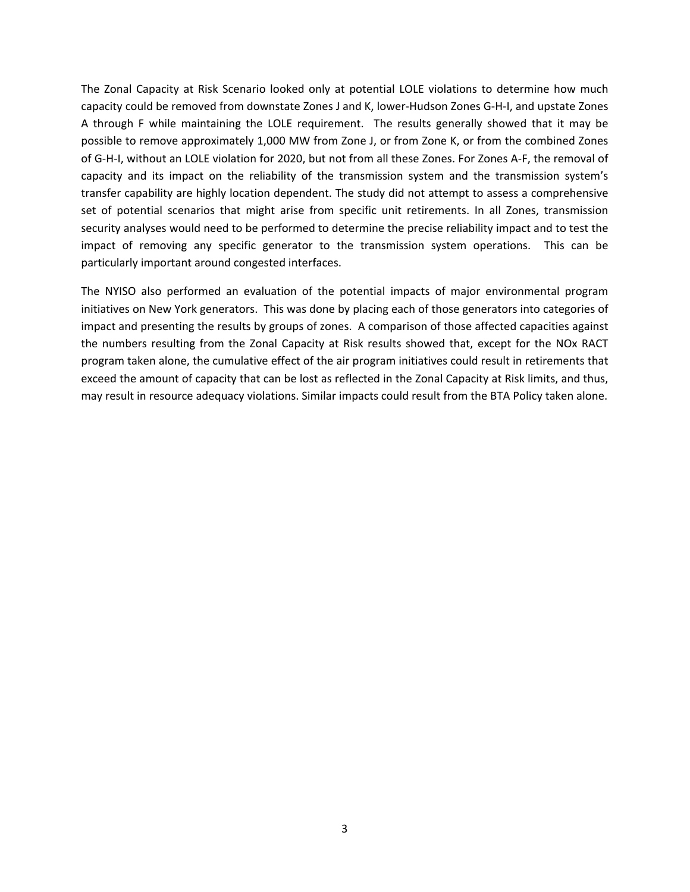The Zonal Capacity at Risk Scenario looked only at potential LOLE violations to determine how much capacity could be removed from downstate Zones J and K, lower-Hudson Zones G-H-I, and upstate Zones A through F while maintaining the LOLE requirement. The results generally showed that it may be possible to remove approximately 1,000 MW from Zone J, or from Zone K, or from the combined Zones of G-H-I, without an LOLE violation for 2020, but not from all these Zones. For Zones A-F, the removal of capacity and its impact on the reliability of the transmission system and the transmission system's transfer capability are highly location dependent. The study did not attempt to assess a comprehensive set of potential scenarios that might arise from specific unit retirements. In all Zones, transmission security analyses would need to be performed to determine the precise reliability impact and to test the impact of removing any specific generator to the transmission system operations. This can be particularly important around congested interfaces.

The NYISO also performed an evaluation of the potential impacts of major environmental program initiatives on New York generators. This was done by placing each of those generators into categories of impact and presenting the results by groups of zones. A comparison of those affected capacities against the numbers resulting from the Zonal Capacity at Risk results showed that, except for the NOx RACT program taken alone, the cumulative effect of the air program initiatives could result in retirements that exceed the amount of capacity that can be lost as reflected in the Zonal Capacity at Risk limits, and thus, may result in resource adequacy violations. Similar impacts could result from the BTA Policy taken alone.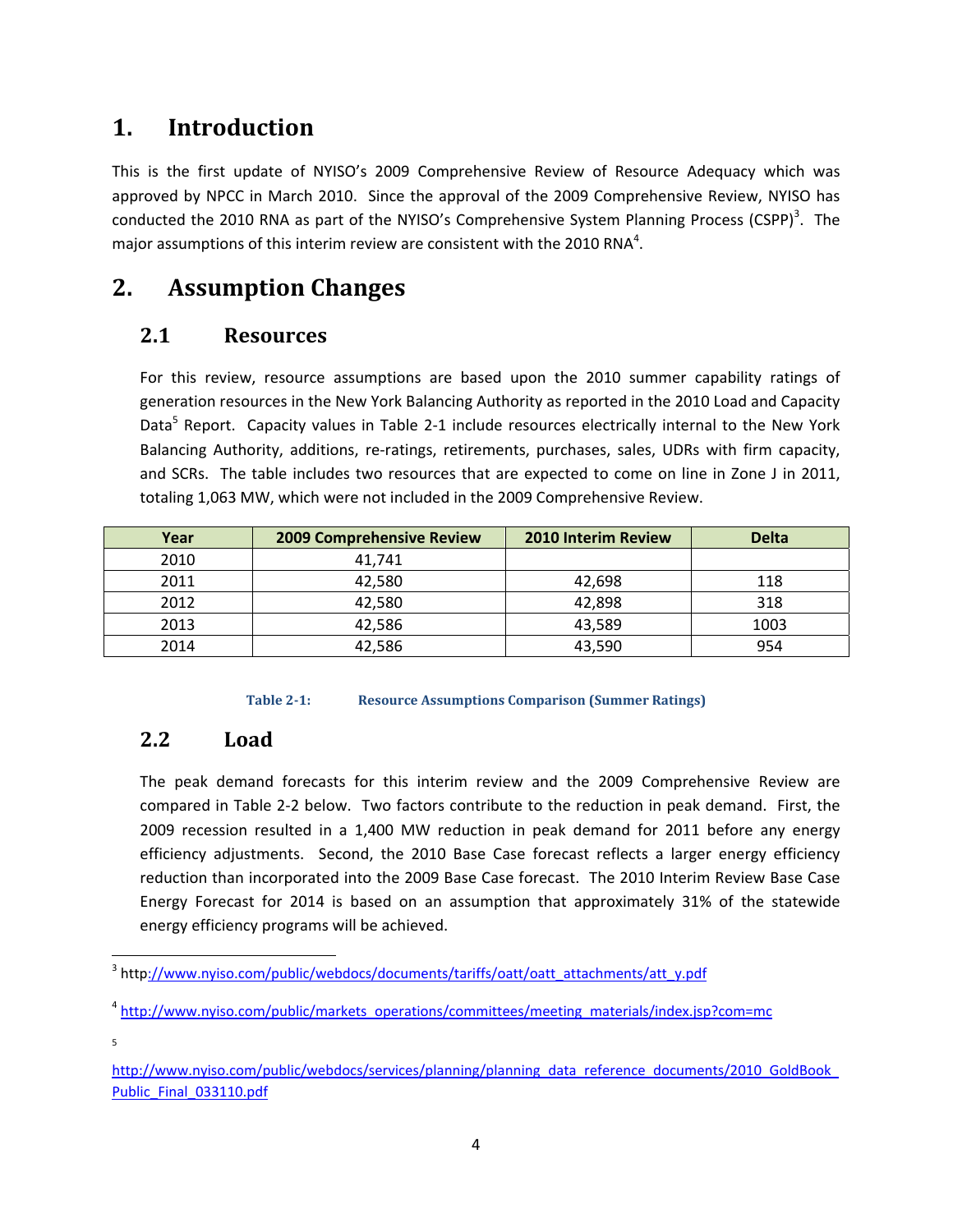# 1. Introduction

This is the first update of NYISO's 2009 Comprehensive Review of Resource Adequacy which was approved by NPCC in March 2010. Since the approval of the 2009 Comprehensive Review, NYISO has conducted the 2010 RNA as part of the NYISO's Comprehensive System Planning Process (CSPP)[3]. The major assumptions of this interim review are consistent with the 2010 RNA[4].

# 2. Assumption Changes

## 2.1 Resources

For this review, resource assumptions are based upon the 2010 summer capability ratings of generation resources in the New York Balancing Authority as reported in the 2010 Load and Capacity Data[5] Report. Capacity values in Table 2-1 include resources electrically internal to the New York Balancing Authority, additions, re-ratings, retirements, purchases, sales, UDRs with firm capacity, and SCRs. The table includes two resources that are expected to come on line in Zone J in 2011, totaling 1,063 MW, which were not included in the 2009 Comprehensive Review.

| Year | 2009 Comprehensive Review | 2010 Interim Review | Delta |
|---|---|---|---|
| 2010 | 41,741 | | |
| 2011 | 42,580 | 42,698 | 118 |
| 2012 | 42,580 | 42,898 | 318 |
| 2013 | 42,586 | 43,589 | 1003 |
| 2014 | 42,586 | 43,590 | 954 |

**Table 2-1: Resource Assumptions Comparison (Summer Ratings)**

## 2.2 Load

The peak demand forecasts for this interim review and the 2009 Comprehensive Review are compared in Table 2-2 below. Two factors contribute to the reduction in peak demand. First, the 2009 recession resulted in a 1,400 MW reduction in peak demand for 2011 before any energy efficiency adjustments. Second, the 2010 Base Case forecast reflects a larger energy efficiency reduction than incorporated into the 2009 Base Case forecast. The 2010 Interim Review Base Case Energy Forecast for 2014 is based on an assumption that approximately 31% of the statewide energy efficiency programs will be achieved.

---

[3] http://www.nyiso.com/public/webdocs/documents/tariffs/oatt/oatt_attachments/att_y.pdf

[4] http://www.nyiso.com/public/markets_operations/committees/meeting_materials/index.jsp?com=mc

[5] http://www.nyiso.com/public/webdocs/services/planning/planning_data_reference_documents/2010_GoldBook_Public_Final_033110.pdf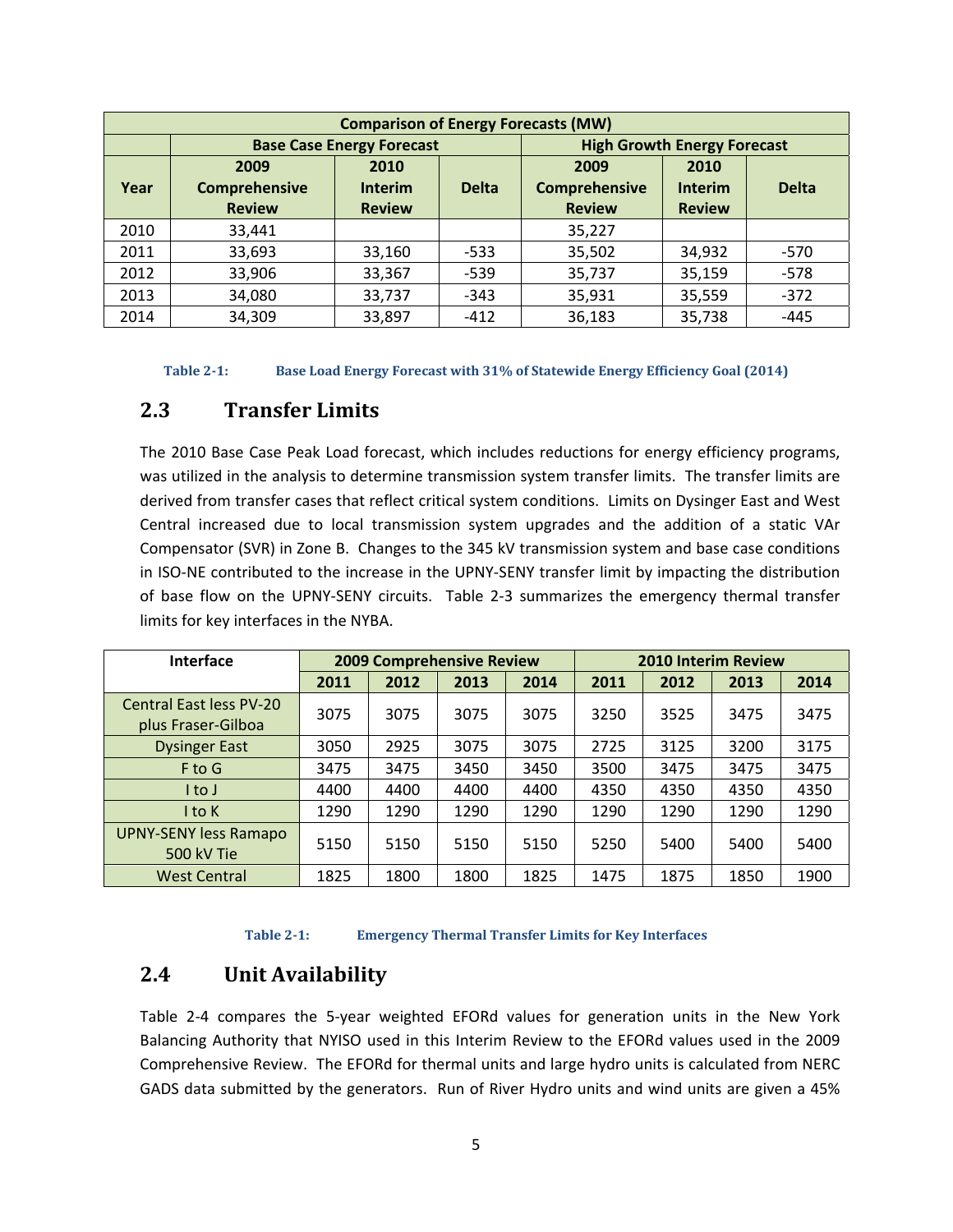| Comparison of Energy Forecasts (MW) | | | | | | |
|---|---|---|---|---|---|---|
| | Base Case Energy Forecast | | | High Growth Energy Forecast | | |
| Year | 2009 Comprehensive Review | 2010 Interim Review | Delta | 2009 Comprehensive Review | 2010 Interim Review | Delta |
| 2010 | 33,441 | | | 35,227 | | |
| 2011 | 33,693 | 33,160 | -533 | 35,502 | 34,932 | -570 |
| 2012 | 33,906 | 33,367 | -539 | 35,737 | 35,159 | -578 |
| 2013 | 34,080 | 33,737 | -343 | 35,931 | 35,559 | -372 |
| 2014 | 34,309 | 33,897 | -412 | 36,183 | 35,738 | -445 |

**Table 2-1: Base Load Energy Forecast with 31% of Statewide Energy Efficiency Goal (2014)**

## 2.3 Transfer Limits

The 2010 Base Case Peak Load forecast, which includes reductions for energy efficiency programs, was utilized in the analysis to determine transmission system transfer limits. The transfer limits are derived from transfer cases that reflect critical system conditions. Limits on Dysinger East and West Central increased due to local transmission system upgrades and the addition of a static VAr Compensator (SVR) in Zone B. Changes to the 345 kV transmission system and base case conditions in ISO-NE contributed to the increase in the UPNY-SENY transfer limit by impacting the distribution of base flow on the UPNY-SENY circuits. Table 2-3 summarizes the emergency thermal transfer limits for key interfaces in the NYBA.

| Interface | 2009 Comprehensive Review | | | | 2010 Interim Review | | | |
|---|---|---|---|---|---|---|---|---|
| | 2011 | 2012 | 2013 | 2014 | 2011 | 2012 | 2013 | 2014 |
| Central East less PV-20 plus Fraser-Gilboa | 3075 | 3075 | 3075 | 3075 | 3250 | 3525 | 3475 | 3475 |
| Dysinger East | 3050 | 2925 | 3075 | 3075 | 2725 | 3125 | 3200 | 3175 |
| F to G | 3475 | 3475 | 3450 | 3450 | 3500 | 3475 | 3475 | 3475 |
| I to J | 4400 | 4400 | 4400 | 4400 | 4350 | 4350 | 4350 | 4350 |
| I to K | 1290 | 1290 | 1290 | 1290 | 1290 | 1290 | 1290 | 1290 |
| UPNY-SENY less Ramapo 500 kV Tie | 5150 | 5150 | 5150 | 5150 | 5250 | 5400 | 5400 | 5400 |
| West Central | 1825 | 1800 | 1800 | 1825 | 1475 | 1875 | 1850 | 1900 |

**Table 2-1: Emergency Thermal Transfer Limits for Key Interfaces**

## 2.4 Unit Availability

Table 2-4 compares the 5-year weighted EFORd values for generation units in the New York Balancing Authority that NYISO used in this Interim Review to the EFORd values used in the 2009 Comprehensive Review. The EFORd for thermal units and large hydro units is calculated from NERC GADS data submitted by the generators. Run of River Hydro units and wind units are given a 45%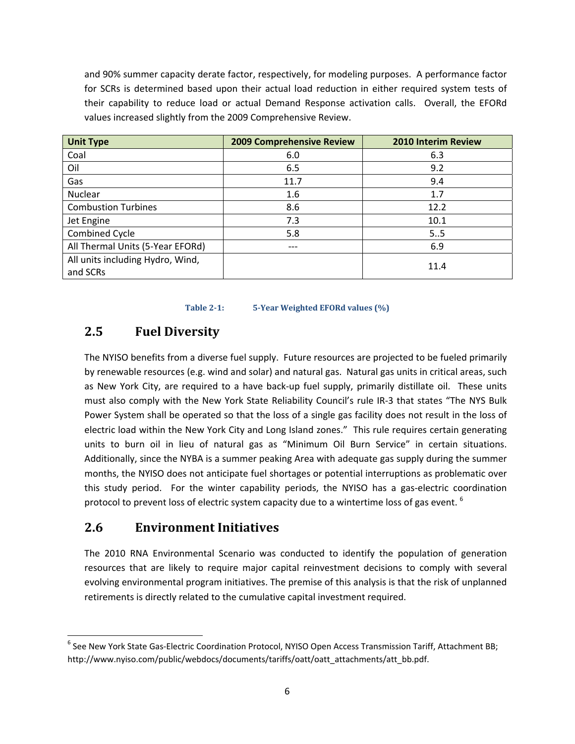and 90% summer capacity derate factor, respectively, for modeling purposes. A performance factor for SCRs is determined based upon their actual load reduction in either required system tests of their capability to reduce load or actual Demand Response activation calls. Overall, the EFORd values increased slightly from the 2009 Comprehensive Review.

| Unit Type | 2009 Comprehensive Review | 2010 Interim Review |
|---|---|---|
| Coal | 6.0 | 6.3 |
| Oil | 6.5 | 9.2 |
| Gas | 11.7 | 9.4 |
| Nuclear | 1.6 | 1.7 |
| Combustion Turbines | 8.6 | 12.2 |
| Jet Engine | 7.3 | 10.1 |
| Combined Cycle | 5.8 | 5..5 |
| All Thermal Units (5-Year EFORd) | --- | 6.9 |
| All units including Hydro, Wind, and SCRs | | 11.4 |

**Table 2-1: 5-Year Weighted EFORd values (%)**

## 2.5 Fuel Diversity

The NYISO benefits from a diverse fuel supply. Future resources are projected to be fueled primarily by renewable resources (e.g. wind and solar) and natural gas. Natural gas units in critical areas, such as New York City, are required to a have back-up fuel supply, primarily distillate oil. These units must also comply with the New York State Reliability Council's rule IR-3 that states "The NYS Bulk Power System shall be operated so that the loss of a single gas facility does not result in the loss of electric load within the New York City and Long Island zones." This rule requires certain generating units to burn oil in lieu of natural gas as "Minimum Oil Burn Service" in certain situations. Additionally, since the NYBA is a summer peaking Area with adequate gas supply during the summer months, the NYISO does not anticipate fuel shortages or potential interruptions as problematic over this study period. For the winter capability periods, the NYISO has a gas-electric coordination protocol to prevent loss of electric system capacity due to a wintertime loss of gas event. [6]

## 2.6 Environment Initiatives

The 2010 RNA Environmental Scenario was conducted to identify the population of generation resources that are likely to require major capital reinvestment decisions to comply with several evolving environmental program initiatives. The premise of this analysis is that the risk of unplanned retirements is directly related to the cumulative capital investment required.

---

[6] See New York State Gas-Electric Coordination Protocol, NYISO Open Access Transmission Tariff, Attachment BB; http://www.nyiso.com/public/webdocs/documents/tariffs/oatt/oatt_attachments/att_bb.pdf.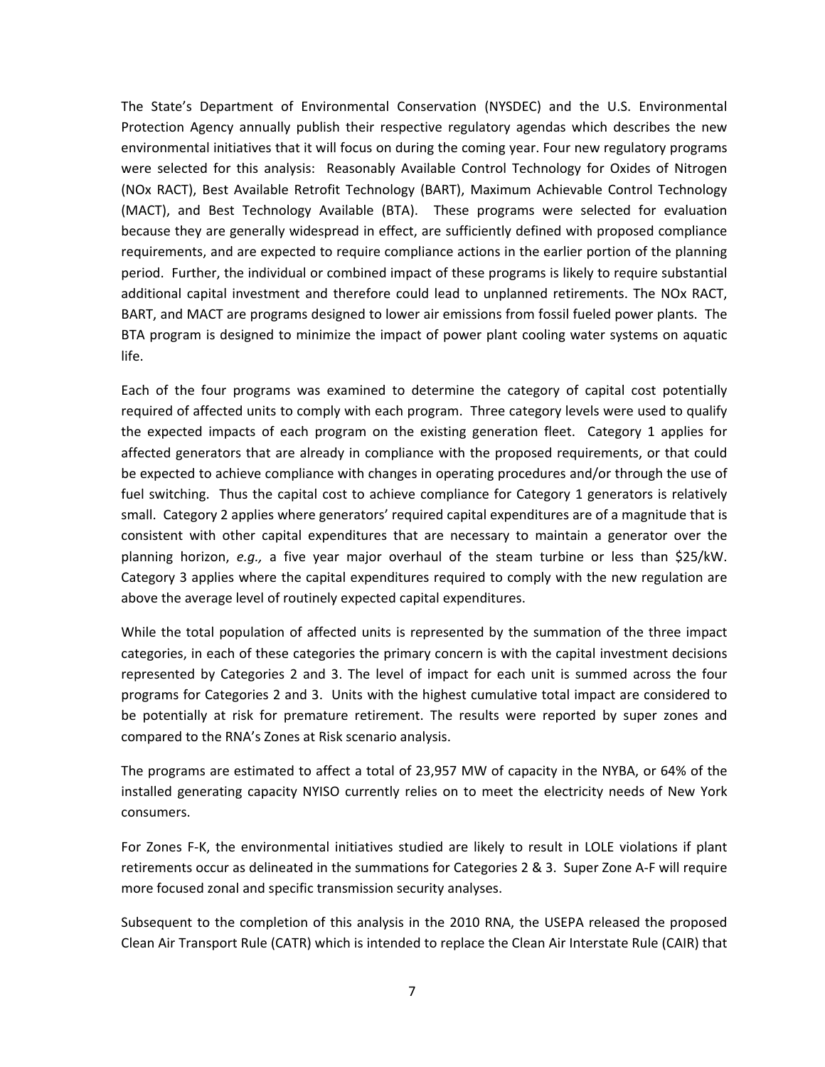The State's Department of Environmental Conservation (NYSDEC) and the U.S. Environmental Protection Agency annually publish their respective regulatory agendas which describes the new environmental initiatives that it will focus on during the coming year. Four new regulatory programs were selected for this analysis: Reasonably Available Control Technology for Oxides of Nitrogen (NOx RACT), Best Available Retrofit Technology (BART), Maximum Achievable Control Technology (MACT), and Best Technology Available (BTA). These programs were selected for evaluation because they are generally widespread in effect, are sufficiently defined with proposed compliance requirements, and are expected to require compliance actions in the earlier portion of the planning period. Further, the individual or combined impact of these programs is likely to require substantial additional capital investment and therefore could lead to unplanned retirements. The NOx RACT, BART, and MACT are programs designed to lower air emissions from fossil fueled power plants. The BTA program is designed to minimize the impact of power plant cooling water systems on aquatic life.

Each of the four programs was examined to determine the category of capital cost potentially required of affected units to comply with each program. Three category levels were used to qualify the expected impacts of each program on the existing generation fleet. Category 1 applies for affected generators that are already in compliance with the proposed requirements, or that could be expected to achieve compliance with changes in operating procedures and/or through the use of fuel switching. Thus the capital cost to achieve compliance for Category 1 generators is relatively small. Category 2 applies where generators' required capital expenditures are of a magnitude that is consistent with other capital expenditures that are necessary to maintain a generator over the planning horizon, *e.g.,* a five year major overhaul of the steam turbine or less than $25/kW. Category 3 applies where the capital expenditures required to comply with the new regulation are above the average level of routinely expected capital expenditures.

While the total population of affected units is represented by the summation of the three impact categories, in each of these categories the primary concern is with the capital investment decisions represented by Categories 2 and 3. The level of impact for each unit is summed across the four programs for Categories 2 and 3. Units with the highest cumulative total impact are considered to be potentially at risk for premature retirement. The results were reported by super zones and compared to the RNA's Zones at Risk scenario analysis.

The programs are estimated to affect a total of 23,957 MW of capacity in the NYBA, or 64% of the installed generating capacity NYISO currently relies on to meet the electricity needs of New York consumers.

For Zones F-K, the environmental initiatives studied are likely to result in LOLE violations if plant retirements occur as delineated in the summations for Categories 2 & 3. Super Zone A-F will require more focused zonal and specific transmission security analyses.

Subsequent to the completion of this analysis in the 2010 RNA, the USEPA released the proposed Clean Air Transport Rule (CATR) which is intended to replace the Clean Air Interstate Rule (CAIR) that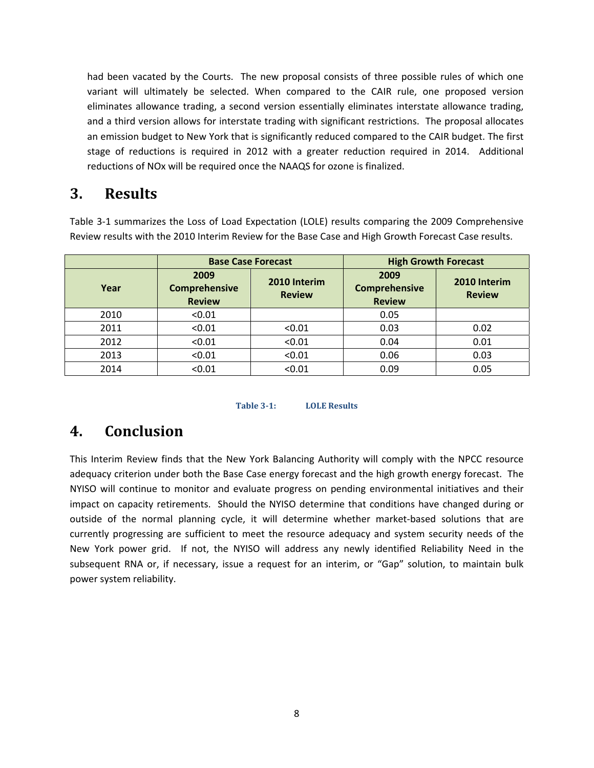had been vacated by the Courts. The new proposal consists of three possible rules of which one variant will ultimately be selected. When compared to the CAIR rule, one proposed version eliminates allowance trading, a second version essentially eliminates interstate allowance trading, and a third version allows for interstate trading with significant restrictions. The proposal allocates an emission budget to New York that is significantly reduced compared to the CAIR budget. The first stage of reductions is required in 2012 with a greater reduction required in 2014. Additional reductions of NOx will be required once the NAAQS for ozone is finalized.

# 3. Results

Table 3-1 summarizes the Loss of Load Expectation (LOLE) results comparing the 2009 Comprehensive Review results with the 2010 Interim Review for the Base Case and High Growth Forecast Case results.

| | Base Case Forecast | | High Growth Forecast | |
|---|---|---|---|---|
| **Year** | **2009 Comprehensive Review** | **2010 Interim Review** | **2009 Comprehensive Review** | **2010 Interim Review** |
| 2010 | <0.01 | | 0.05 | |
| 2011 | <0.01 | <0.01 | 0.03 | 0.02 |
| 2012 | <0.01 | <0.01 | 0.04 | 0.01 |
| 2013 | <0.01 | <0.01 | 0.06 | 0.03 |
| 2014 | <0.01 | <0.01 | 0.09 | 0.05 |

**Table 3-1: LOLE Results**

# 4. Conclusion

This Interim Review finds that the New York Balancing Authority will comply with the NPCC resource adequacy criterion under both the Base Case energy forecast and the high growth energy forecast. The NYISO will continue to monitor and evaluate progress on pending environmental initiatives and their impact on capacity retirements. Should the NYISO determine that conditions have changed during or outside of the normal planning cycle, it will determine whether market-based solutions that are currently progressing are sufficient to meet the resource adequacy and system security needs of the New York power grid. If not, the NYISO will address any newly identified Reliability Need in the subsequent RNA or, if necessary, issue a request for an interim, or "Gap" solution, to maintain bulk power system reliability.